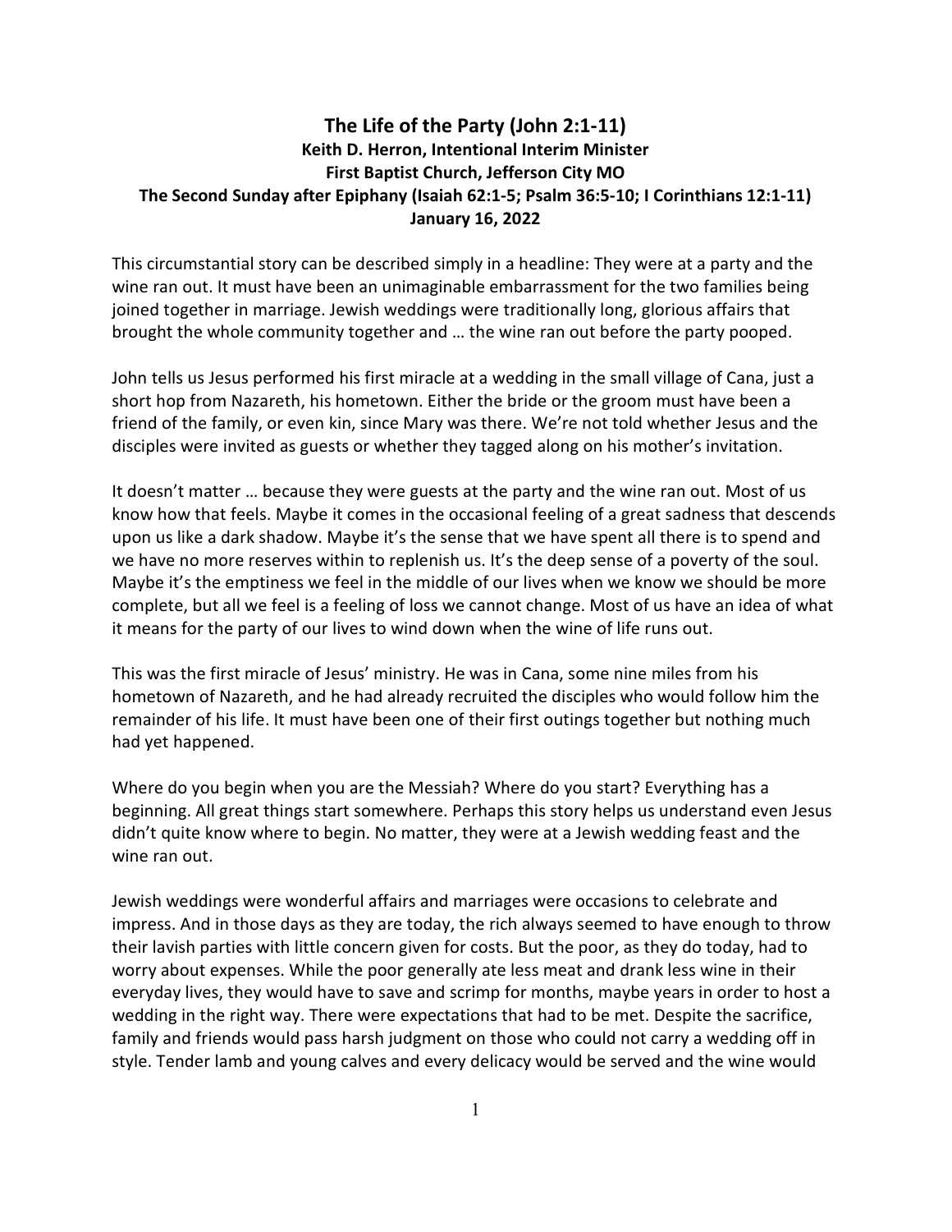# The Life of the Party (John 2:1-11)

**Keith D. Herron, Intentional Interim Minister**
**First Baptist Church, Jefferson City MO**
**The Second Sunday after Epiphany (Isaiah 62:1-5; Psalm 36:5-10; I Corinthians 12:1-11)**
**January 16, 2022**

This circumstantial story can be described simply in a headline: They were at a party and the wine ran out. It must have been an unimaginable embarrassment for the two families being joined together in marriage. Jewish weddings were traditionally long, glorious affairs that brought the whole community together and … the wine ran out before the party pooped.

John tells us Jesus performed his first miracle at a wedding in the small village of Cana, just a short hop from Nazareth, his hometown. Either the bride or the groom must have been a friend of the family, or even kin, since Mary was there. We're not told whether Jesus and the disciples were invited as guests or whether they tagged along on his mother's invitation.

It doesn't matter … because they were guests at the party and the wine ran out. Most of us know how that feels. Maybe it comes in the occasional feeling of a great sadness that descends upon us like a dark shadow. Maybe it's the sense that we have spent all there is to spend and we have no more reserves within to replenish us. It's the deep sense of a poverty of the soul. Maybe it's the emptiness we feel in the middle of our lives when we know we should be more complete, but all we feel is a feeling of loss we cannot change. Most of us have an idea of what it means for the party of our lives to wind down when the wine of life runs out.

This was the first miracle of Jesus' ministry. He was in Cana, some nine miles from his hometown of Nazareth, and he had already recruited the disciples who would follow him the remainder of his life. It must have been one of their first outings together but nothing much had yet happened.

Where do you begin when you are the Messiah? Where do you start? Everything has a beginning. All great things start somewhere. Perhaps this story helps us understand even Jesus didn't quite know where to begin. No matter, they were at a Jewish wedding feast and the wine ran out.

Jewish weddings were wonderful affairs and marriages were occasions to celebrate and impress. And in those days as they are today, the rich always seemed to have enough to throw their lavish parties with little concern given for costs. But the poor, as they do today, had to worry about expenses. While the poor generally ate less meat and drank less wine in their everyday lives, they would have to save and scrimp for months, maybe years in order to host a wedding in the right way. There were expectations that had to be met. Despite the sacrifice, family and friends would pass harsh judgment on those who could not carry a wedding off in style. Tender lamb and young calves and every delicacy would be served and the wine would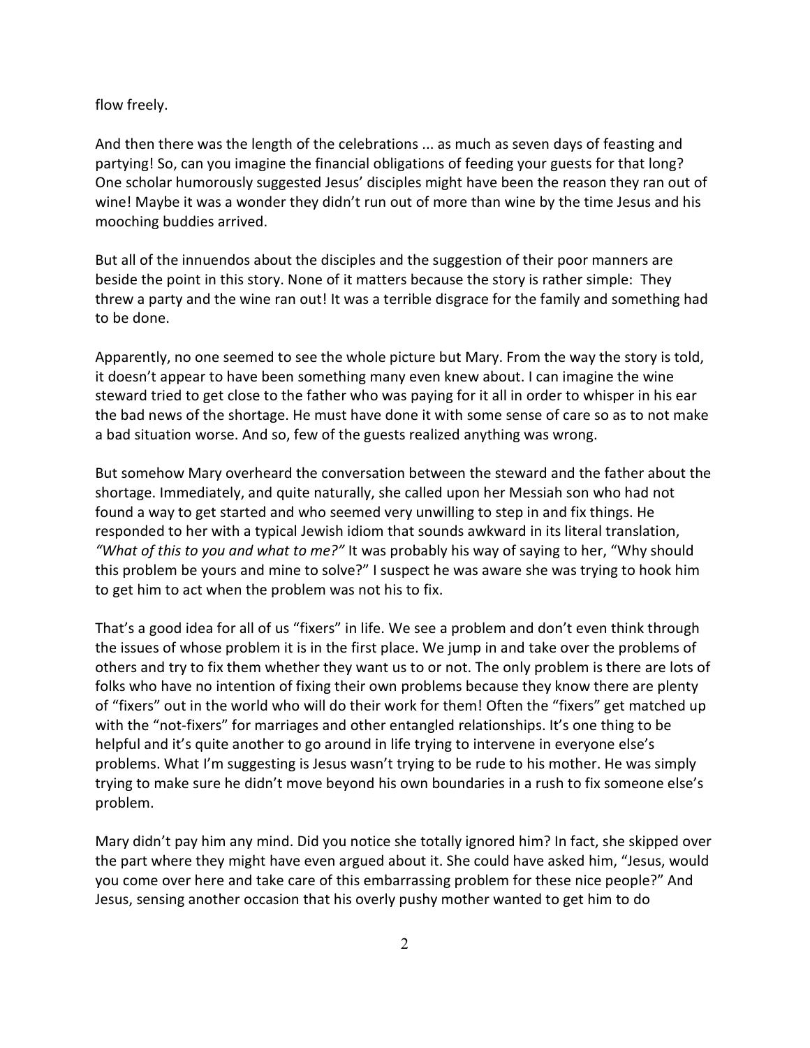flow freely.

And then there was the length of the celebrations ... as much as seven days of feasting and partying! So, can you imagine the financial obligations of feeding your guests for that long? One scholar humorously suggested Jesus' disciples might have been the reason they ran out of wine! Maybe it was a wonder they didn't run out of more than wine by the time Jesus and his mooching buddies arrived.

But all of the innuendos about the disciples and the suggestion of their poor manners are beside the point in this story. None of it matters because the story is rather simple: They threw a party and the wine ran out! It was a terrible disgrace for the family and something had to be done.

Apparently, no one seemed to see the whole picture but Mary. From the way the story is told, it doesn't appear to have been something many even knew about. I can imagine the wine steward tried to get close to the father who was paying for it all in order to whisper in his ear the bad news of the shortage. He must have done it with some sense of care so as to not make a bad situation worse. And so, few of the guests realized anything was wrong.

But somehow Mary overheard the conversation between the steward and the father about the shortage. Immediately, and quite naturally, she called upon her Messiah son who had not found a way to get started and who seemed very unwilling to step in and fix things. He responded to her with a typical Jewish idiom that sounds awkward in its literal translation, *"What of this to you and what to me?"* It was probably his way of saying to her, "Why should this problem be yours and mine to solve?" I suspect he was aware she was trying to hook him to get him to act when the problem was not his to fix.

That's a good idea for all of us "fixers" in life. We see a problem and don't even think through the issues of whose problem it is in the first place. We jump in and take over the problems of others and try to fix them whether they want us to or not. The only problem is there are lots of folks who have no intention of fixing their own problems because they know there are plenty of "fixers" out in the world who will do their work for them! Often the "fixers" get matched up with the "not-fixers" for marriages and other entangled relationships. It's one thing to be helpful and it's quite another to go around in life trying to intervene in everyone else's problems. What I'm suggesting is Jesus wasn't trying to be rude to his mother. He was simply trying to make sure he didn't move beyond his own boundaries in a rush to fix someone else's problem.

Mary didn't pay him any mind. Did you notice she totally ignored him? In fact, she skipped over the part where they might have even argued about it. She could have asked him, "Jesus, would you come over here and take care of this embarrassing problem for these nice people?" And Jesus, sensing another occasion that his overly pushy mother wanted to get him to do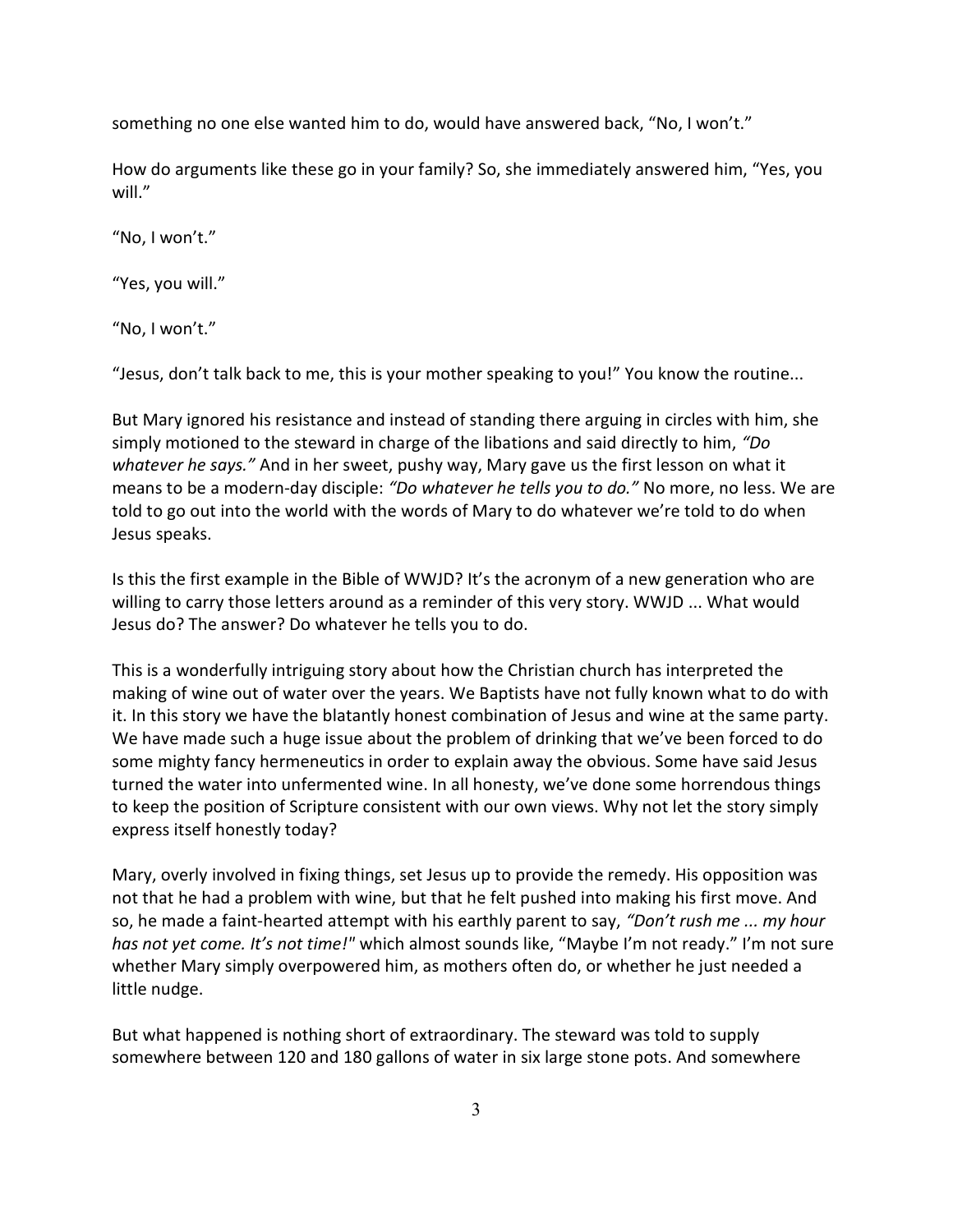something no one else wanted him to do, would have answered back, "No, I won't."

How do arguments like these go in your family? So, she immediately answered him, "Yes, you will."

"No, I won't."

"Yes, you will."

"No, I won't."

"Jesus, don't talk back to me, this is your mother speaking to you!" You know the routine...

But Mary ignored his resistance and instead of standing there arguing in circles with him, she simply motioned to the steward in charge of the libations and said directly to him, *"Do whatever he says."* And in her sweet, pushy way, Mary gave us the first lesson on what it means to be a modern-day disciple: *"Do whatever he tells you to do."* No more, no less. We are told to go out into the world with the words of Mary to do whatever we're told to do when Jesus speaks.

Is this the first example in the Bible of WWJD? It's the acronym of a new generation who are willing to carry those letters around as a reminder of this very story. WWJD ... What would Jesus do? The answer? Do whatever he tells you to do.

This is a wonderfully intriguing story about how the Christian church has interpreted the making of wine out of water over the years. We Baptists have not fully known what to do with it. In this story we have the blatantly honest combination of Jesus and wine at the same party. We have made such a huge issue about the problem of drinking that we've been forced to do some mighty fancy hermeneutics in order to explain away the obvious. Some have said Jesus turned the water into unfermented wine. In all honesty, we've done some horrendous things to keep the position of Scripture consistent with our own views. Why not let the story simply express itself honestly today?

Mary, overly involved in fixing things, set Jesus up to provide the remedy. His opposition was not that he had a problem with wine, but that he felt pushed into making his first move. And so, he made a faint-hearted attempt with his earthly parent to say, *"Don't rush me ... my hour has not yet come. It's not time!"* which almost sounds like, "Maybe I'm not ready." I'm not sure whether Mary simply overpowered him, as mothers often do, or whether he just needed a little nudge.

But what happened is nothing short of extraordinary. The steward was told to supply somewhere between 120 and 180 gallons of water in six large stone pots. And somewhere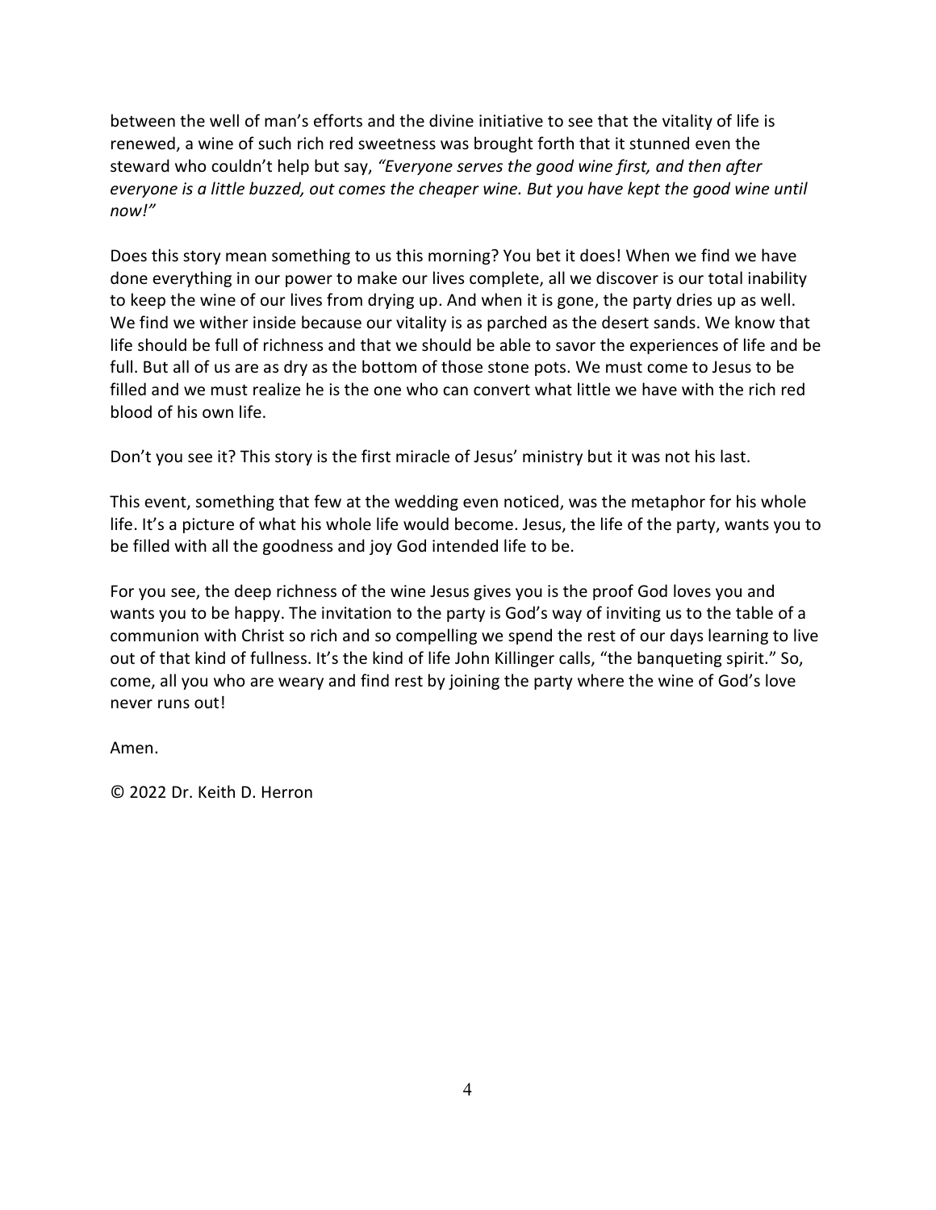between the well of man's efforts and the divine initiative to see that the vitality of life is renewed, a wine of such rich red sweetness was brought forth that it stunned even the steward who couldn't help but say, *"Everyone serves the good wine first, and then after everyone is a little buzzed, out comes the cheaper wine. But you have kept the good wine until now!"*

Does this story mean something to us this morning? You bet it does! When we find we have done everything in our power to make our lives complete, all we discover is our total inability to keep the wine of our lives from drying up. And when it is gone, the party dries up as well. We find we wither inside because our vitality is as parched as the desert sands. We know that life should be full of richness and that we should be able to savor the experiences of life and be full. But all of us are as dry as the bottom of those stone pots. We must come to Jesus to be filled and we must realize he is the one who can convert what little we have with the rich red blood of his own life.

Don't you see it? This story is the first miracle of Jesus' ministry but it was not his last.

This event, something that few at the wedding even noticed, was the metaphor for his whole life. It's a picture of what his whole life would become. Jesus, the life of the party, wants you to be filled with all the goodness and joy God intended life to be.

For you see, the deep richness of the wine Jesus gives you is the proof God loves you and wants you to be happy. The invitation to the party is God's way of inviting us to the table of a communion with Christ so rich and so compelling we spend the rest of our days learning to live out of that kind of fullness. It's the kind of life John Killinger calls, "the banqueting spirit." So, come, all you who are weary and find rest by joining the party where the wine of God's love never runs out!

Amen.

© 2022 Dr. Keith D. Herron